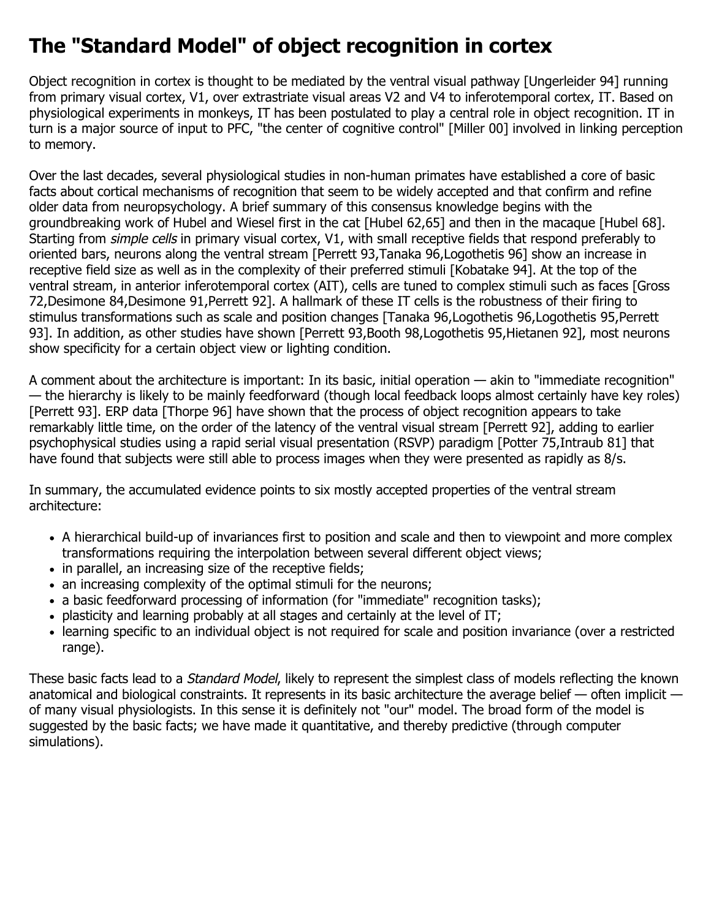# The "Standard Model" of object recognition in cortex

Object recognition in cortex is thought to be mediated by the ventral visual pathway [Ungerleider 94] running from primary visual cortex, V1, over extrastriate visual areas V2 and V4 to inferotemporal cortex, IT. Based on physiological experiments in monkeys, IT has been postulated to play a central role in object recognition. IT in turn is a major source of input to PFC, "the center of cognitive control" [Miller 00] involved in linking perception to memory.

Over the last decades, several physiological studies in non-human primates have established a core of basic facts about cortical mechanisms of recognition that seem to be widely accepted and that confirm and refine older data from neuropsychology. A brief summary of this consensus knowledge begins with the groundbreaking work of Hubel and Wiesel first in the cat [Hubel 62,65] and then in the macaque [Hubel 68]. Starting from *simple cells* in primary visual cortex, V1, with small receptive fields that respond preferably to oriented bars, neurons along the ventral stream [Perrett 93,Tanaka 96,Logothetis 96] show an increase in receptive field size as well as in the complexity of their preferred stimuli [Kobatake 94]. At the top of the ventral stream, in anterior inferotemporal cortex (AIT), cells are tuned to complex stimuli such as faces [Gross 72,Desimone 84,Desimone 91,Perrett 92]. A hallmark of these IT cells is the robustness of their firing to stimulus transformations such as scale and position changes [Tanaka 96,Logothetis 96,Logothetis 95,Perrett 93]. In addition, as other studies have shown [Perrett 93,Booth 98,Logothetis 95,Hietanen 92], most neurons show specificity for a certain object view or lighting condition.

A comment about the architecture is important: In its basic, initial operation — akin to "immediate recognition" — the hierarchy is likely to be mainly feedforward (though local feedback loops almost certainly have key roles) [Perrett 93]. ERP data [Thorpe 96] have shown that the process of object recognition appears to take remarkably little time, on the order of the latency of the ventral visual stream [Perrett 92], adding to earlier psychophysical studies using a rapid serial visual presentation (RSVP) paradigm [Potter 75,Intraub 81] that have found that subjects were still able to process images when they were presented as rapidly as 8/s.

In summary, the accumulated evidence points to six mostly accepted properties of the ventral stream architecture:

- A hierarchical build-up of invariances first to position and scale and then to viewpoint and more complex transformations requiring the interpolation between several different object views;
- in parallel, an increasing size of the receptive fields;
- an increasing complexity of the optimal stimuli for the neurons;
- a basic feedforward processing of information (for "immediate" recognition tasks);
- plasticity and learning probably at all stages and certainly at the level of IT;
- learning specific to an individual object is not required for scale and position invariance (over a restricted range).

These basic facts lead to a *Standard Model*, likely to represent the simplest class of models reflecting the known anatomical and biological constraints. It represents in its basic architecture the average belief — often implicit — of many visual physiologists. In this sense it is definitely not "our" model. The broad form of the model is suggested by the basic facts; we have made it quantitative, and thereby predictive (through computer simulations).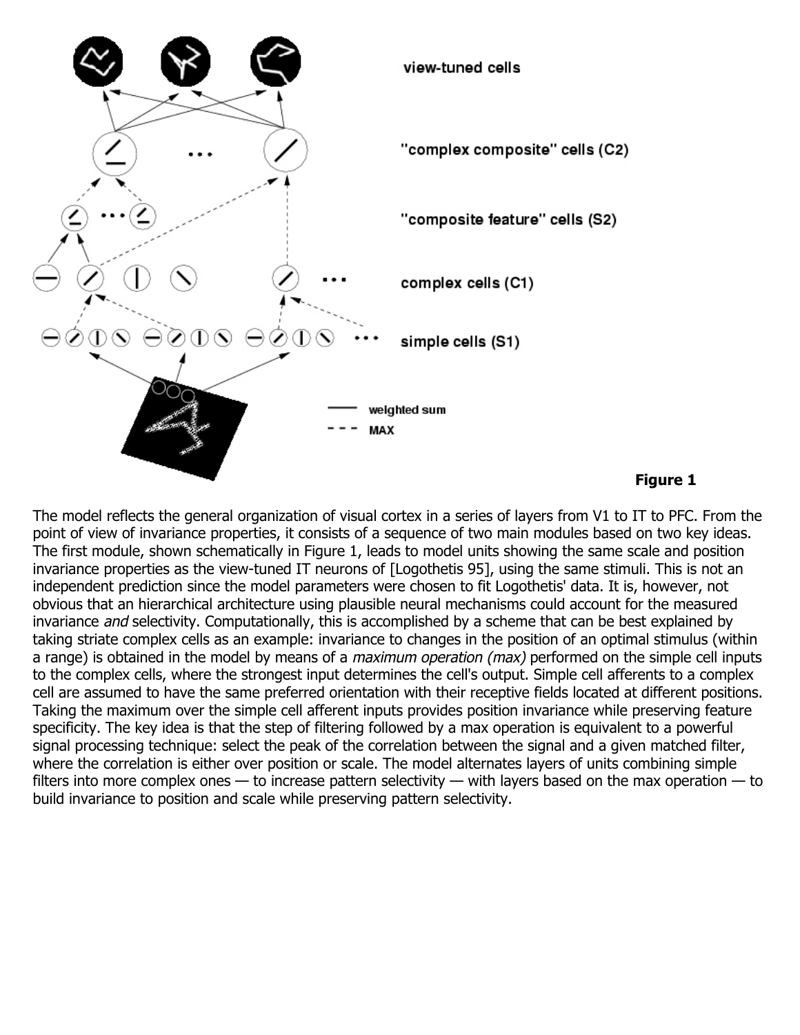**Figure 1**

The model reflects the general organization of visual cortex in a series of layers from V1 to IT to PFC. From the point of view of invariance properties, it consists of a sequence of two main modules based on two key ideas. The first module, shown schematically in Figure 1, leads to model units showing the same scale and position invariance properties as the view-tuned IT neurons of [Logothetis 95], using the same stimuli. This is not an independent prediction since the model parameters were chosen to fit Logothetis' data. It is, however, not obvious that an hierarchical architecture using plausible neural mechanisms could account for the measured invariance *and* selectivity. Computationally, this is accomplished by a scheme that can be best explained by taking striate complex cells as an example: invariance to changes in the position of an optimal stimulus (within a range) is obtained in the model by means of a *maximum operation (max)* performed on the simple cell inputs to the complex cells, where the strongest input determines the cell's output. Simple cell afferents to a complex cell are assumed to have the same preferred orientation with their receptive fields located at different positions. Taking the maximum over the simple cell afferent inputs provides position invariance while preserving feature specificity. The key idea is that the step of filtering followed by a max operation is equivalent to a powerful signal processing technique: select the peak of the correlation between the signal and a given matched filter, where the correlation is either over position or scale. The model alternates layers of units combining simple filters into more complex ones — to increase pattern selectivity — with layers based on the max operation — to build invariance to position and scale while preserving pattern selectivity.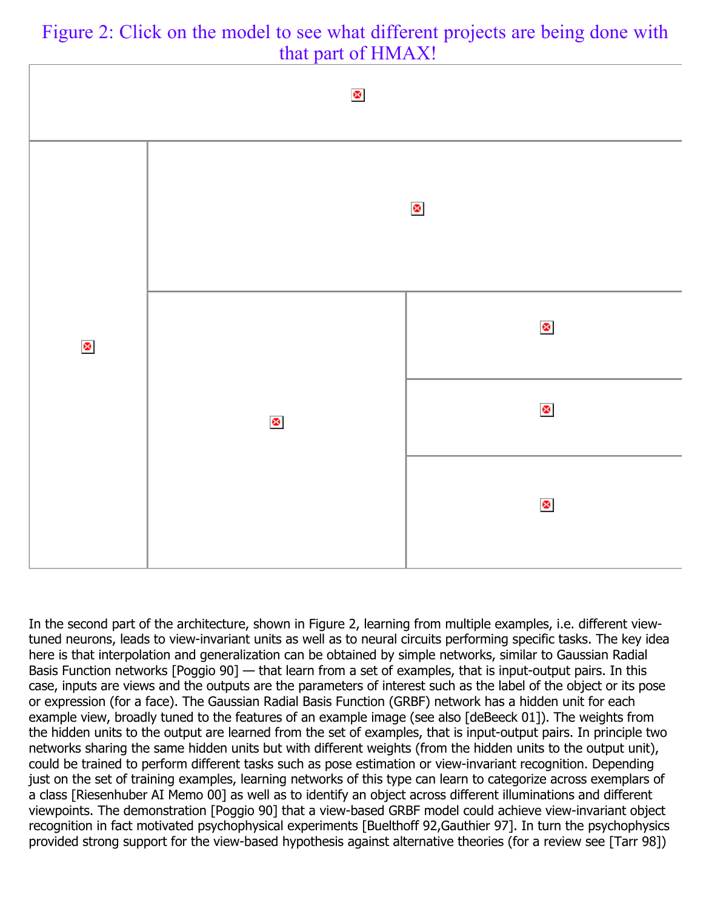Figure 2: Click on the model to see what different projects are being done with that part of HMAX!

In the second part of the architecture, shown in Figure 2, learning from multiple examples, i.e. different view-tuned neurons, leads to view-invariant units as well as to neural circuits performing specific tasks. The key idea here is that interpolation and generalization can be obtained by simple networks, similar to Gaussian Radial Basis Function networks [Poggio 90] — that learn from a set of examples, that is input-output pairs. In this case, inputs are views and the outputs are the parameters of interest such as the label of the object or its pose or expression (for a face). The Gaussian Radial Basis Function (GRBF) network has a hidden unit for each example view, broadly tuned to the features of an example image (see also [deBeeck 01]). The weights from the hidden units to the output are learned from the set of examples, that is input-output pairs. In principle two networks sharing the same hidden units but with different weights (from the hidden units to the output unit), could be trained to perform different tasks such as pose estimation or view-invariant recognition. Depending just on the set of training examples, learning networks of this type can learn to categorize across exemplars of a class [Riesenhuber AI Memo 00] as well as to identify an object across different illuminations and different viewpoints. The demonstration [Poggio 90] that a view-based GRBF model could achieve view-invariant object recognition in fact motivated psychophysical experiments [Buelthoff 92,Gauthier 97]. In turn the psychophysics provided strong support for the view-based hypothesis against alternative theories (for a review see [Tarr 98])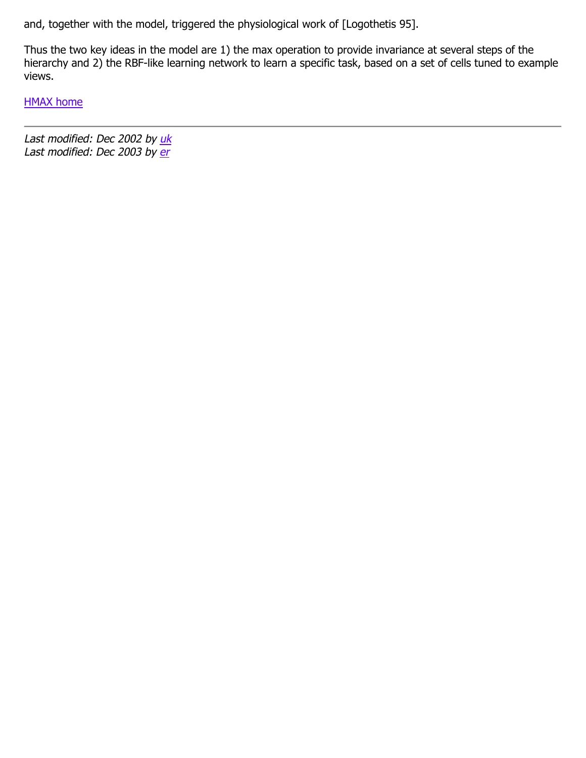and, together with the model, triggered the physiological work of [Logothetis 95].

Thus the two key ideas in the model are 1) the max operation to provide invariance at several steps of the hierarchy and 2) the RBF-like learning network to learn a specific task, based on a set of cells tuned to example views.

HMAX home

---

*Last modified: Dec 2002 by uk*
*Last modified: Dec 2003 by er*